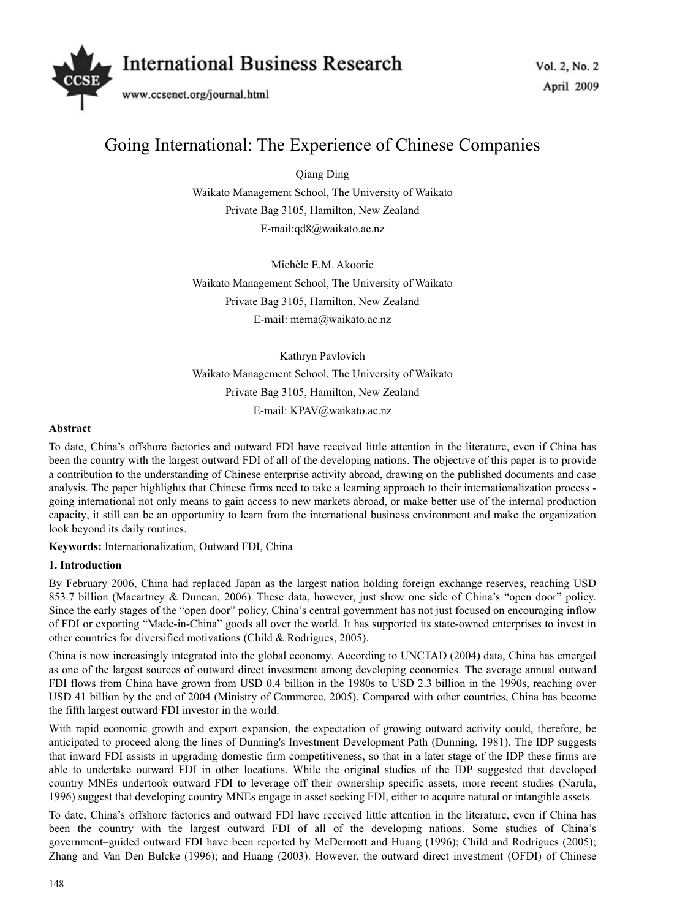# Going International: The Experience of Chinese Companies

Qiang Ding

Waikato Management School, The University of Waikato

Private Bag 3105, Hamilton, New Zealand

E-mail:qd8@waikato.ac.nz

Michèle E.M. Akoorie

Waikato Management School, The University of Waikato

Private Bag 3105, Hamilton, New Zealand

E-mail: mema@waikato.ac.nz

Kathryn Pavlovich

Waikato Management School, The University of Waikato

Private Bag 3105, Hamilton, New Zealand

E-mail: KPAV@waikato.ac.nz

**Abstract**

To date, China's offshore factories and outward FDI have received little attention in the literature, even if China has been the country with the largest outward FDI of all of the developing nations. The objective of this paper is to provide a contribution to the understanding of Chinese enterprise activity abroad, drawing on the published documents and case analysis. The paper highlights that Chinese firms need to take a learning approach to their internationalization process - going international not only means to gain access to new markets abroad, or make better use of the internal production capacity, it still can be an opportunity to learn from the international business environment and make the organization look beyond its daily routines.

**Keywords:** Internationalization, Outward FDI, China

## 1. Introduction

By February 2006, China had replaced Japan as the largest nation holding foreign exchange reserves, reaching USD 853.7 billion (Macartney & Duncan, 2006). These data, however, just show one side of China's "open door" policy. Since the early stages of the "open door" policy, China's central government has not just focused on encouraging inflow of FDI or exporting "Made-in-China" goods all over the world. It has supported its state-owned enterprises to invest in other countries for diversified motivations (Child & Rodrigues, 2005).

China is now increasingly integrated into the global economy. According to UNCTAD (2004) data, China has emerged as one of the largest sources of outward direct investment among developing economies. The average annual outward FDI flows from China have grown from USD 0.4 billion in the 1980s to USD 2.3 billion in the 1990s, reaching over USD 41 billion by the end of 2004 (Ministry of Commerce, 2005). Compared with other countries, China has become the fifth largest outward FDI investor in the world.

With rapid economic growth and export expansion, the expectation of growing outward activity could, therefore, be anticipated to proceed along the lines of Dunning's Investment Development Path (Dunning, 1981). The IDP suggests that inward FDI assists in upgrading domestic firm competitiveness, so that in a later stage of the IDP these firms are able to undertake outward FDI in other locations. While the original studies of the IDP suggested that developed country MNEs undertook outward FDI to leverage off their ownership specific assets, more recent studies (Narula, 1996) suggest that developing country MNEs engage in asset seeking FDI, either to acquire natural or intangible assets.

To date, China's offshore factories and outward FDI have received little attention in the literature, even if China has been the country with the largest outward FDI of all of the developing nations. Some studies of China's government–guided outward FDI have been reported by McDermott and Huang (1996); Child and Rodrigues (2005); Zhang and Van Den Bulcke (1996); and Huang (2003). However, the outward direct investment (OFDI) of Chinese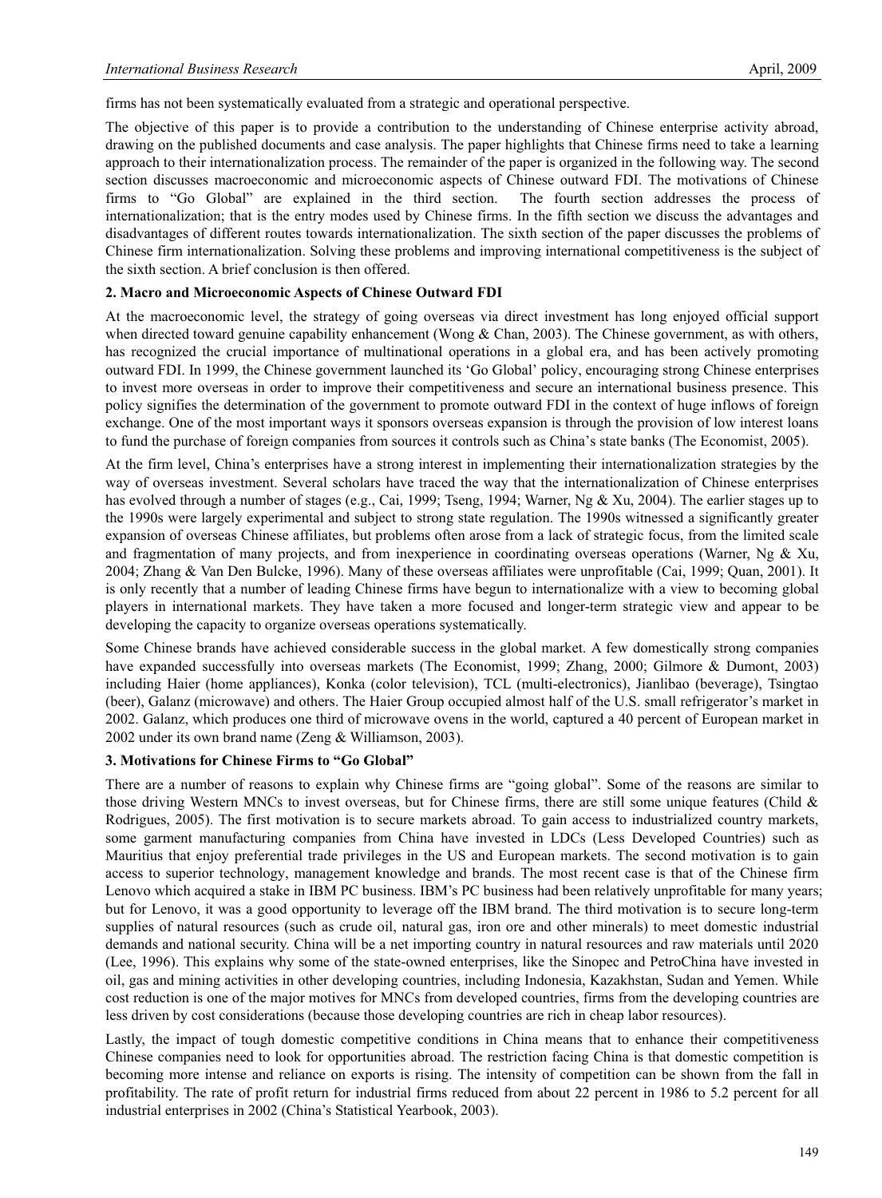firms has not been systematically evaluated from a strategic and operational perspective.

The objective of this paper is to provide a contribution to the understanding of Chinese enterprise activity abroad, drawing on the published documents and case analysis. The paper highlights that Chinese firms need to take a learning approach to their internationalization process. The remainder of the paper is organized in the following way. The second section discusses macroeconomic and microeconomic aspects of Chinese outward FDI. The motivations of Chinese firms to "Go Global" are explained in the third section. The fourth section addresses the process of internationalization; that is the entry modes used by Chinese firms. In the fifth section we discuss the advantages and disadvantages of different routes towards internationalization. The sixth section of the paper discusses the problems of Chinese firm internationalization. Solving these problems and improving international competitiveness is the subject of the sixth section. A brief conclusion is then offered.

## 2. Macro and Microeconomic Aspects of Chinese Outward FDI

At the macroeconomic level, the strategy of going overseas via direct investment has long enjoyed official support when directed toward genuine capability enhancement (Wong & Chan, 2003). The Chinese government, as with others, has recognized the crucial importance of multinational operations in a global era, and has been actively promoting outward FDI. In 1999, the Chinese government launched its 'Go Global' policy, encouraging strong Chinese enterprises to invest more overseas in order to improve their competitiveness and secure an international business presence. This policy signifies the determination of the government to promote outward FDI in the context of huge inflows of foreign exchange. One of the most important ways it sponsors overseas expansion is through the provision of low interest loans to fund the purchase of foreign companies from sources it controls such as China's state banks (The Economist, 2005).

At the firm level, China's enterprises have a strong interest in implementing their internationalization strategies by the way of overseas investment. Several scholars have traced the way that the internationalization of Chinese enterprises has evolved through a number of stages (e.g., Cai, 1999; Tseng, 1994; Warner, Ng & Xu, 2004). The earlier stages up to the 1990s were largely experimental and subject to strong state regulation. The 1990s witnessed a significantly greater expansion of overseas Chinese affiliates, but problems often arose from a lack of strategic focus, from the limited scale and fragmentation of many projects, and from inexperience in coordinating overseas operations (Warner, Ng & Xu, 2004; Zhang & Van Den Bulcke, 1996). Many of these overseas affiliates were unprofitable (Cai, 1999; Quan, 2001). It is only recently that a number of leading Chinese firms have begun to internationalize with a view to becoming global players in international markets. They have taken a more focused and longer-term strategic view and appear to be developing the capacity to organize overseas operations systematically.

Some Chinese brands have achieved considerable success in the global market. A few domestically strong companies have expanded successfully into overseas markets (The Economist, 1999; Zhang, 2000; Gilmore & Dumont, 2003) including Haier (home appliances), Konka (color television), TCL (multi-electronics), Jianlibao (beverage), Tsingtao (beer), Galanz (microwave) and others. The Haier Group occupied almost half of the U.S. small refrigerator's market in 2002. Galanz, which produces one third of microwave ovens in the world, captured a 40 percent of European market in 2002 under its own brand name (Zeng & Williamson, 2003).

## 3. Motivations for Chinese Firms to "Go Global"

There are a number of reasons to explain why Chinese firms are "going global". Some of the reasons are similar to those driving Western MNCs to invest overseas, but for Chinese firms, there are still some unique features (Child & Rodrigues, 2005). The first motivation is to secure markets abroad. To gain access to industrialized country markets, some garment manufacturing companies from China have invested in LDCs (Less Developed Countries) such as Mauritius that enjoy preferential trade privileges in the US and European markets. The second motivation is to gain access to superior technology, management knowledge and brands. The most recent case is that of the Chinese firm Lenovo which acquired a stake in IBM PC business. IBM's PC business had been relatively unprofitable for many years; but for Lenovo, it was a good opportunity to leverage off the IBM brand. The third motivation is to secure long-term supplies of natural resources (such as crude oil, natural gas, iron ore and other minerals) to meet domestic industrial demands and national security. China will be a net importing country in natural resources and raw materials until 2020 (Lee, 1996). This explains why some of the state-owned enterprises, like the Sinopec and PetroChina have invested in oil, gas and mining activities in other developing countries, including Indonesia, Kazakhstan, Sudan and Yemen. While cost reduction is one of the major motives for MNCs from developed countries, firms from the developing countries are less driven by cost considerations (because those developing countries are rich in cheap labor resources).

Lastly, the impact of tough domestic competitive conditions in China means that to enhance their competitiveness Chinese companies need to look for opportunities abroad. The restriction facing China is that domestic competition is becoming more intense and reliance on exports is rising. The intensity of competition can be shown from the fall in profitability. The rate of profit return for industrial firms reduced from about 22 percent in 1986 to 5.2 percent for all industrial enterprises in 2002 (China's Statistical Yearbook, 2003).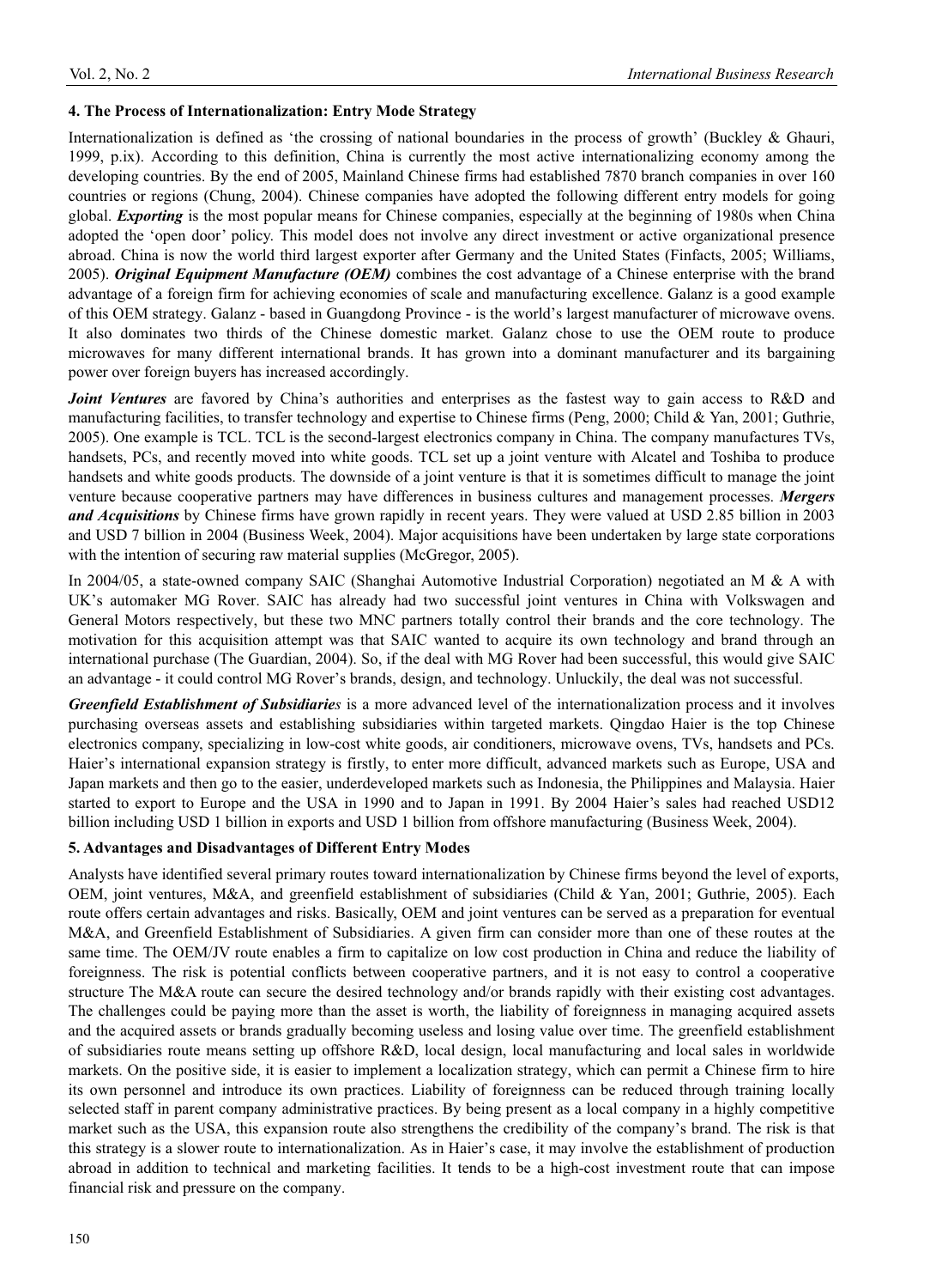## 4. The Process of Internationalization: Entry Mode Strategy

Internationalization is defined as 'the crossing of national boundaries in the process of growth' (Buckley & Ghauri, 1999, p.ix). According to this definition, China is currently the most active internationalizing economy among the developing countries. By the end of 2005, Mainland Chinese firms had established 7870 branch companies in over 160 countries or regions (Chung, 2004). Chinese companies have adopted the following different entry models for going global. ***Exporting*** is the most popular means for Chinese companies, especially at the beginning of 1980s when China adopted the 'open door' policy. This model does not involve any direct investment or active organizational presence abroad. China is now the world third largest exporter after Germany and the United States (Finfacts, 2005; Williams, 2005). ***Original Equipment Manufacture (OEM)*** combines the cost advantage of a Chinese enterprise with the brand advantage of a foreign firm for achieving economies of scale and manufacturing excellence. Galanz is a good example of this OEM strategy. Galanz - based in Guangdong Province - is the world's largest manufacturer of microwave ovens. It also dominates two thirds of the Chinese domestic market. Galanz chose to use the OEM route to produce microwaves for many different international brands. It has grown into a dominant manufacturer and its bargaining power over foreign buyers has increased accordingly.

***Joint Ventures*** are favored by China's authorities and enterprises as the fastest way to gain access to R&D and manufacturing facilities, to transfer technology and expertise to Chinese firms (Peng, 2000; Child & Yan, 2001; Guthrie, 2005). One example is TCL. TCL is the second-largest electronics company in China. The company manufactures TVs, handsets, PCs, and recently moved into white goods. TCL set up a joint venture with Alcatel and Toshiba to produce handsets and white goods products. The downside of a joint venture is that it is sometimes difficult to manage the joint venture because cooperative partners may have differences in business cultures and management processes. ***Mergers and Acquisitions*** by Chinese firms have grown rapidly in recent years. They were valued at USD 2.85 billion in 2003 and USD 7 billion in 2004 (Business Week, 2004). Major acquisitions have been undertaken by large state corporations with the intention of securing raw material supplies (McGregor, 2005).

In 2004/05, a state-owned company SAIC (Shanghai Automotive Industrial Corporation) negotiated an M & A with UK's automaker MG Rover. SAIC has already had two successful joint ventures in China with Volkswagen and General Motors respectively, but these two MNC partners totally control their brands and the core technology. The motivation for this acquisition attempt was that SAIC wanted to acquire its own technology and brand through an international purchase (The Guardian, 2004). So, if the deal with MG Rover had been successful, this would give SAIC an advantage - it could control MG Rover's brands, design, and technology. Unluckily, the deal was not successful.

***Greenfield Establishment of Subsidiaries*** is a more advanced level of the internationalization process and it involves purchasing overseas assets and establishing subsidiaries within targeted markets. Qingdao Haier is the top Chinese electronics company, specializing in low-cost white goods, air conditioners, microwave ovens, TVs, handsets and PCs. Haier's international expansion strategy is firstly, to enter more difficult, advanced markets such as Europe, USA and Japan markets and then go to the easier, underdeveloped markets such as Indonesia, the Philippines and Malaysia. Haier started to export to Europe and the USA in 1990 and to Japan in 1991. By 2004 Haier's sales had reached USD12 billion including USD 1 billion in exports and USD 1 billion from offshore manufacturing (Business Week, 2004).

## 5. Advantages and Disadvantages of Different Entry Modes

Analysts have identified several primary routes toward internationalization by Chinese firms beyond the level of exports, OEM, joint ventures, M&A, and greenfield establishment of subsidiaries (Child & Yan, 2001; Guthrie, 2005). Each route offers certain advantages and risks. Basically, OEM and joint ventures can be served as a preparation for eventual M&A, and Greenfield Establishment of Subsidiaries. A given firm can consider more than one of these routes at the same time. The OEM/JV route enables a firm to capitalize on low cost production in China and reduce the liability of foreignness. The risk is potential conflicts between cooperative partners, and it is not easy to control a cooperative structure The M&A route can secure the desired technology and/or brands rapidly with their existing cost advantages. The challenges could be paying more than the asset is worth, the liability of foreignness in managing acquired assets and the acquired assets or brands gradually becoming useless and losing value over time. The greenfield establishment of subsidiaries route means setting up offshore R&D, local design, local manufacturing and local sales in worldwide markets. On the positive side, it is easier to implement a localization strategy, which can permit a Chinese firm to hire its own personnel and introduce its own practices. Liability of foreignness can be reduced through training locally selected staff in parent company administrative practices. By being present as a local company in a highly competitive market such as the USA, this expansion route also strengthens the credibility of the company's brand. The risk is that this strategy is a slower route to internationalization. As in Haier's case, it may involve the establishment of production abroad in addition to technical and marketing facilities. It tends to be a high-cost investment route that can impose financial risk and pressure on the company.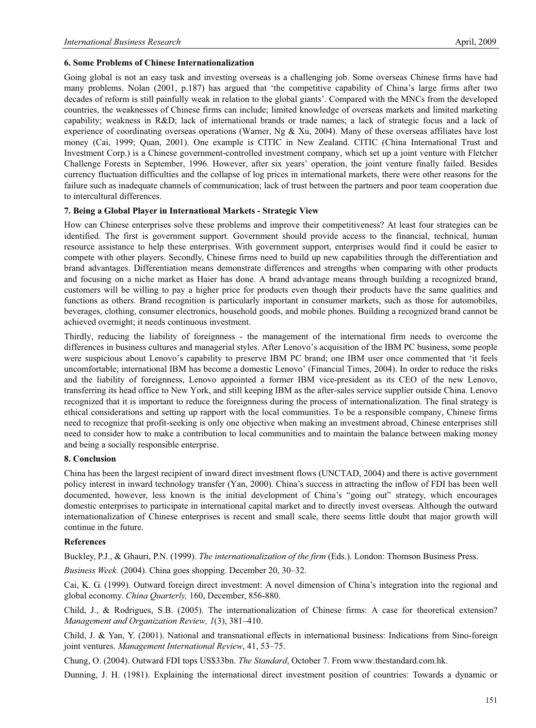### 6. Some Problems of Chinese Internationalization

Going global is not an easy task and investing overseas is a challenging job. Some overseas Chinese firms have had many problems. Nolan (2001, p.187) has argued that 'the competitive capability of China's large firms after two decades of reform is still painfully weak in relation to the global giants'. Compared with the MNCs from the developed countries, the weaknesses of Chinese firms can include; limited knowledge of overseas markets and limited marketing capability; weakness in R&D; lack of international brands or trade names; a lack of strategic focus and a lack of experience of coordinating overseas operations (Warner, Ng & Xu, 2004). Many of these overseas affiliates have lost money (Cai, 1999; Quan, 2001). One example is CITIC in New Zealand. CITIC (China International Trust and Investment Corp.) is a Chinese government-controlled investment company, which set up a joint venture with Fletcher Challenge Forests in September, 1996. However, after six years' operation, the joint venture finally failed. Besides currency fluctuation difficulties and the collapse of log prices in international markets, there were other reasons for the failure such as inadequate channels of communication; lack of trust between the partners and poor team cooperation due to intercultural differences.

### 7. Being a Global Player in International Markets - Strategic View

How can Chinese enterprises solve these problems and improve their competitiveness? At least four strategies can be identified. The first is government support. Government should provide access to the financial, technical, human resource assistance to help these enterprises. With government support, enterprises would find it could be easier to compete with other players. Secondly, Chinese firms need to build up new capabilities through the differentiation and brand advantages. Differentiation means demonstrate differences and strengths when comparing with other products and focusing on a niche market as Haier has done. A brand advantage means through building a recognized brand, customers will be willing to pay a higher price for products even though their products have the same qualities and functions as others. Brand recognition is particularly important in consumer markets, such as those for automobiles, beverages, clothing, consumer electronics, household goods, and mobile phones. Building a recognized brand cannot be achieved overnight; it needs continuous investment.

Thirdly, reducing the liability of foreignness - the management of the international firm needs to overcome the differences in business cultures and managerial styles. After Lenovo's acquisition of the IBM PC business, some people were suspicious about Lenovo's capability to preserve IBM PC brand; one IBM user once commented that 'it feels uncomfortable; international IBM has become a domestic Lenovo' (Financial Times, 2004). In order to reduce the risks and the liability of foreignness, Lenovo appointed a former IBM vice-president as its CEO of the new Lenovo, transferring its head office to New York, and still keeping IBM as the after-sales service supplier outside China. Lenovo recognized that it is important to reduce the foreignness during the process of internationalization. The final strategy is ethical considerations and setting up rapport with the local communities. To be a responsible company, Chinese firms need to recognize that profit-seeking is only one objective when making an investment abroad, Chinese enterprises still need to consider how to make a contribution to local communities and to maintain the balance between making money and being a socially responsible enterprise.

### 8. Conclusion

China has been the largest recipient of inward direct investment flows (UNCTAD, 2004) and there is active government policy interest in inward technology transfer (Yan, 2000). China's success in attracting the inflow of FDI has been well documented, however, less known is the initial development of China's "going out" strategy, which encourages domestic enterprises to participate in international capital market and to directly invest overseas. Although the outward internationalization of Chinese enterprises is recent and small scale, there seems little doubt that major growth will continue in the future.

### References

Buckley, P.J., & Ghauri, P.N. (1999). *The internationalization of the firm* (Eds.). London: Thomson Business Press.

*Business Week.* (2004). China goes shopping. December 20, 30–32.

Cai, K. G. (1999). Outward foreign direct investment: A novel dimension of China's integration into the regional and global economy. *China Quarterly,* 160, December, 856-880.

Child, J., & Rodrigues, S.B. (2005). The internationalization of Chinese firms: A case for theoretical extension? *Management and Organization Review, 1*(3), 381–410.

Child, J. & Yan, Y. (2001). National and transnational effects in international business: Indications from Sino-foreign joint ventures. *Management International Review*, 41, 53–75.

Chung, O. (2004). Outward FDI tops US$33bn. *The Standard*, October 7. From www.thestandard.com.hk.

Dunning, J. H. (1981). Explaining the international direct investment position of countries: Towards a dynamic or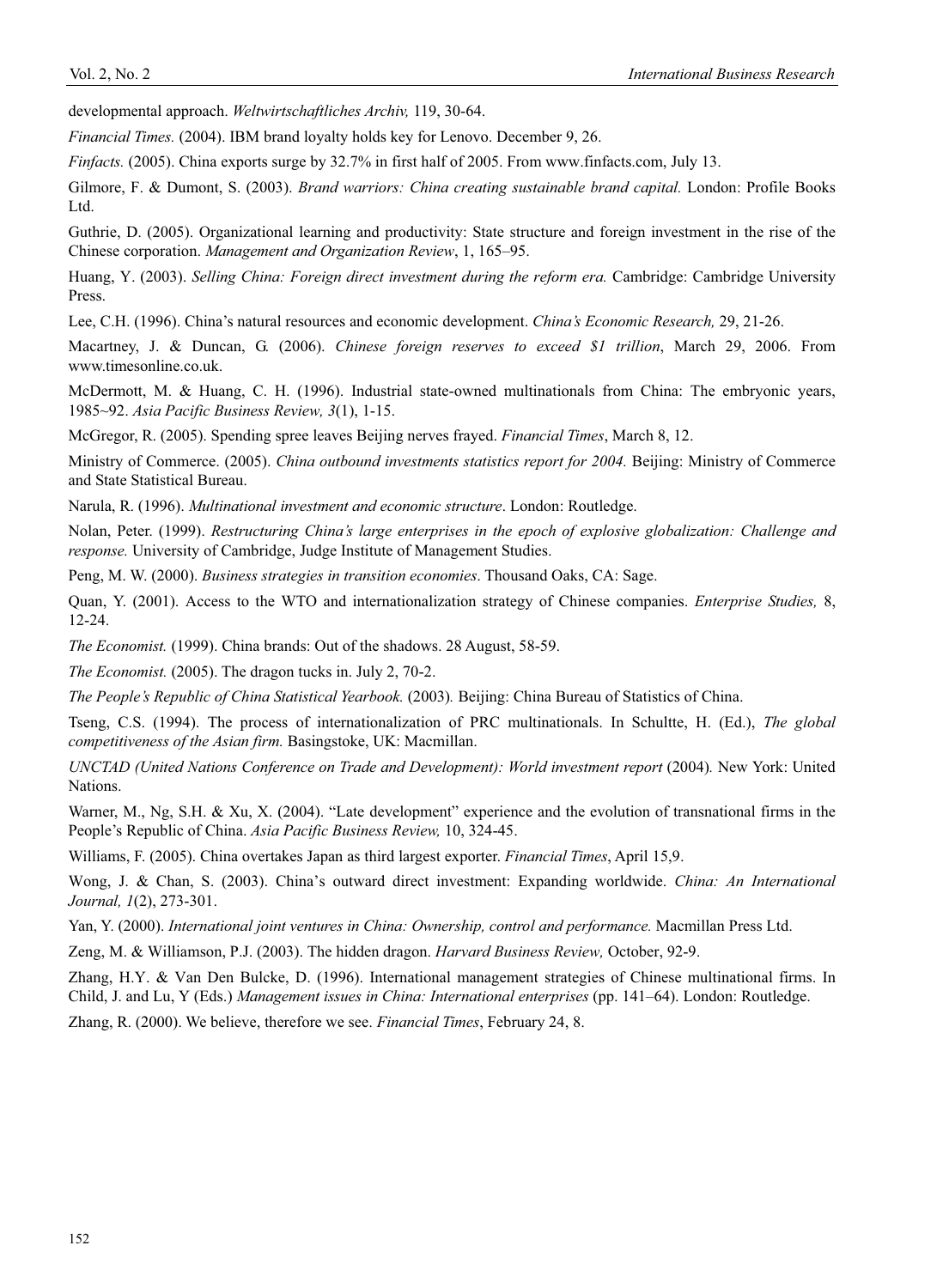developmental approach. *Weltwirtschaftliches Archiv,* 119, 30-64.

*Financial Times.* (2004). IBM brand loyalty holds key for Lenovo. December 9, 26.

*Finfacts.* (2005). China exports surge by 32.7% in first half of 2005. From www.finfacts.com, July 13.

Gilmore, F. & Dumont, S. (2003). *Brand warriors: China creating sustainable brand capital.* London: Profile Books Ltd.

Guthrie, D. (2005). Organizational learning and productivity: State structure and foreign investment in the rise of the Chinese corporation. *Management and Organization Review*, 1, 165–95.

Huang, Y. (2003). *Selling China: Foreign direct investment during the reform era.* Cambridge: Cambridge University Press.

Lee, C.H. (1996). China's natural resources and economic development. *China's Economic Research,* 29, 21-26.

Macartney, J. & Duncan, G. (2006). *Chinese foreign reserves to exceed $1 trillion*, March 29, 2006. From www.timesonline.co.uk.

McDermott, M. & Huang, C. H. (1996). Industrial state-owned multinationals from China: The embryonic years, 1985~92. *Asia Pacific Business Review, 3*(1), 1-15.

McGregor, R. (2005). Spending spree leaves Beijing nerves frayed. *Financial Times*, March 8, 12.

Ministry of Commerce. (2005). *China outbound investments statistics report for 2004.* Beijing: Ministry of Commerce and State Statistical Bureau.

Narula, R. (1996). *Multinational investment and economic structure*. London: Routledge.

Nolan, Peter. (1999). *Restructuring China's large enterprises in the epoch of explosive globalization: Challenge and response.* University of Cambridge, Judge Institute of Management Studies.

Peng, M. W. (2000). *Business strategies in transition economies*. Thousand Oaks, CA: Sage.

Quan, Y. (2001). Access to the WTO and internationalization strategy of Chinese companies. *Enterprise Studies,* 8, 12-24.

*The Economist.* (1999). China brands: Out of the shadows. 28 August, 58-59.

*The Economist.* (2005). The dragon tucks in. July 2, 70-2.

*The People's Republic of China Statistical Yearbook.* (2003)*.* Beijing: China Bureau of Statistics of China.

Tseng, C.S. (1994). The process of internationalization of PRC multinationals. In Schultte, H. (Ed.), *The global competitiveness of the Asian firm.* Basingstoke, UK: Macmillan.

*UNCTAD (United Nations Conference on Trade and Development): World investment report* (2004)*.* New York: United Nations.

Warner, M., Ng, S.H. & Xu, X. (2004). "Late development" experience and the evolution of transnational firms in the People's Republic of China. *Asia Pacific Business Review,* 10, 324-45.

Williams, F. (2005). China overtakes Japan as third largest exporter. *Financial Times*, April 15,9.

Wong, J. & Chan, S. (2003). China's outward direct investment: Expanding worldwide. *China: An International Journal, 1*(2), 273-301.

Yan, Y. (2000). *International joint ventures in China: Ownership, control and performance.* Macmillan Press Ltd.

Zeng, M. & Williamson, P.J. (2003). The hidden dragon. *Harvard Business Review,* October, 92-9.

Zhang, H.Y. & Van Den Bulcke, D. (1996). International management strategies of Chinese multinational firms. In Child, J. and Lu, Y (Eds.) *Management issues in China: International enterprises* (pp. 141–64). London: Routledge.

Zhang, R. (2000). We believe, therefore we see. *Financial Times*, February 24, 8.